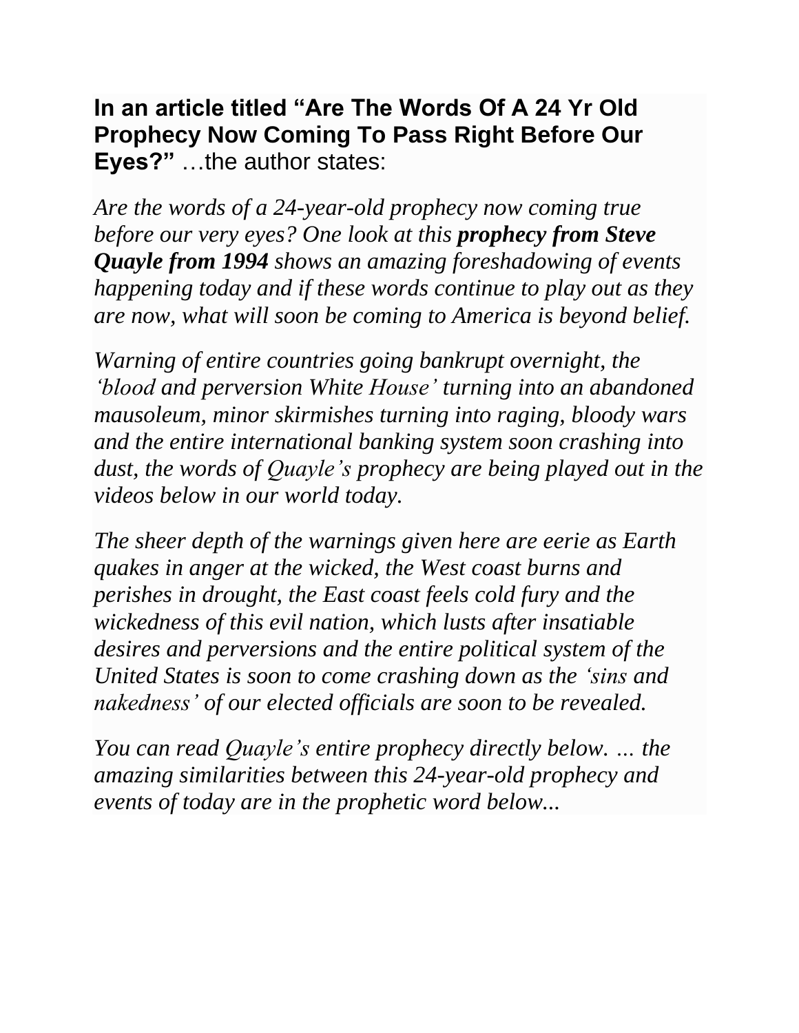**In an article titled "Are The Words Of A 24 Yr Old Prophecy Now Coming To Pass Right Before Our Eyes?"** …the author states:

*Are the words of a 24-year-old prophecy now coming true before our very eyes? One look at this **prophecy from Steve Quayle from 1994** shows an amazing foreshadowing of events happening today and if these words continue to play out as they are now, what will soon be coming to America is beyond belief.*

*Warning of entire countries going bankrupt overnight, the 'blood and perversion White House' turning into an abandoned mausoleum, minor skirmishes turning into raging, bloody wars and the entire international banking system soon crashing into dust, the words of Quayle's prophecy are being played out in the videos below in our world today.*

*The sheer depth of the warnings given here are eerie as Earth quakes in anger at the wicked, the West coast burns and perishes in drought, the East coast feels cold fury and the wickedness of this evil nation, which lusts after insatiable desires and perversions and the entire political system of the United States is soon to come crashing down as the 'sins and nakedness' of our elected officials are soon to be revealed.*

*You can read Quayle's entire prophecy directly below. … the amazing similarities between this 24-year-old prophecy and events of today are in the prophetic word below...*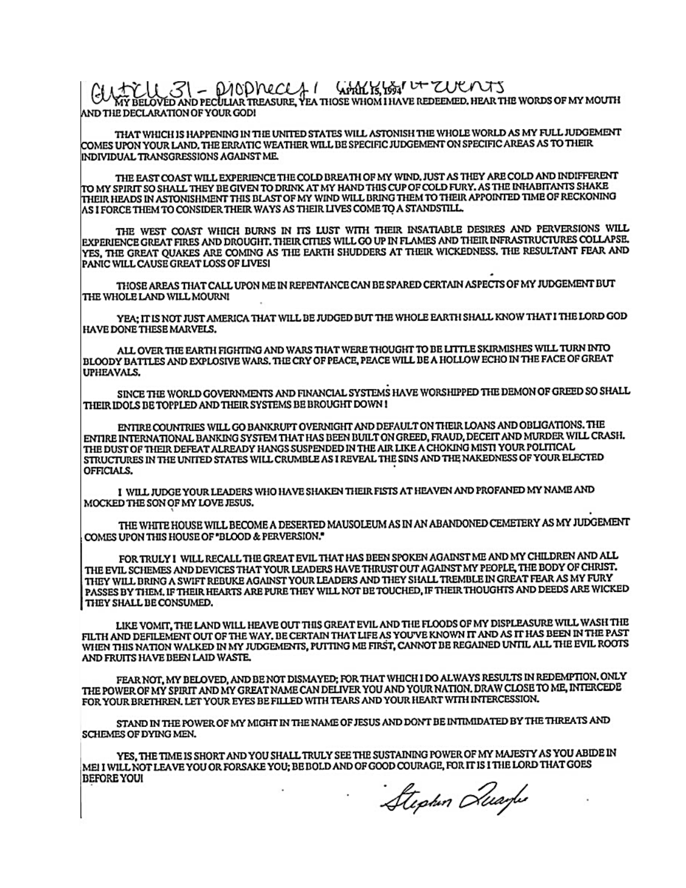Article 31 - Prophecy / Current Events APRIL 15, 1994

MY BELOVED AND PECULIAR TREASURE, YEA THOSE WHOM I HAVE REDEEMED. HEAR THE WORDS OF MY MOUTH AND THE DECLARATION OF YOUR GOD!

THAT WHICH IS HAPPENING IN THE UNITED STATES WILL ASTONISH THE WHOLE WORLD AS MY FULL JUDGEMENT COMES UPON YOUR LAND. THE ERRATIC WEATHER WILL BE SPECIFIC JUDGEMENT ON SPECIFIC AREAS AS TO THEIR INDIVIDUAL TRANSGRESSIONS AGAINST ME.

THE EAST COAST WILL EXPERIENCE THE COLD BREATH OF MY WIND. JUST AS THEY ARE COLD AND INDIFFERENT TO MY SPIRIT SO SHALL THEY BE GIVEN TO DRINK AT MY HAND THIS CUP OF COLD FURY. AS THE INHABITANTS SHAKE THEIR HEADS IN ASTONISHMENT THIS BLAST OF MY WIND WILL BRING THEM TO THEIR APPOINTED TIME OF RECKONING AS I FORCE THEM TO CONSIDER THEIR WAYS AS THEIR LIVES COME TO A STANDSTILL.

THE WEST COAST WHICH BURNS IN ITS LUST WITH THEIR INSATIABLE DESIRES AND PERVERSIONS WILL EXPERIENCE GREAT FIRES AND DROUGHT. THEIR CITIES WILL GO UP IN FLAMES AND THEIR INFRASTRUCTURES COLLAPSE. YES, THE GREAT QUAKES ARE COMING AS THE EARTH SHUDDERS AT THEIR WICKEDNESS. THE RESULTANT FEAR AND PANIC WILL CAUSE GREAT LOSS OF LIVES!

THOSE AREAS THAT CALL UPON ME IN REPENTANCE CAN BE SPARED CERTAIN ASPECTS OF MY JUDGEMENT BUT THE WHOLE LAND WILL MOURN!

YEA; IT IS NOT JUST AMERICA THAT WILL BE JUDGED BUT THE WHOLE EARTH SHALL KNOW THAT I THE LORD GOD HAVE DONE THESE MARVELS.

ALL OVER THE EARTH FIGHTING AND WARS THAT WERE THOUGHT TO BE LITTLE SKIRMISHES WILL TURN INTO BLOODY BATTLES AND EXPLOSIVE WARS. THE CRY OF PEACE, PEACE WILL BE A HOLLOW ECHO IN THE FACE OF GREAT UPHEAVALS.

SINCE THE WORLD GOVERNMENTS AND FINANCIAL SYSTEMS HAVE WORSHIPPED THE DEMON OF GREED SO SHALL THEIR IDOLS BE TOPPLED AND THEIR SYSTEMS BE BROUGHT DOWN!

ENTIRE COUNTRIES WILL GO BANKRUPT OVERNIGHT AND DEFAULT ON THEIR LOANS AND OBLIGATIONS. THE ENTIRE INTERNATIONAL BANKING SYSTEM THAT HAS BEEN BUILT ON GREED, FRAUD, DECEIT AND MURDER WILL CRASH. THE DUST OF THEIR DEFEAT ALREADY HANGS SUSPENDED IN THE AIR LIKE A CHOKING MIST! YOUR POLITICAL STRUCTURES IN THE UNITED STATES WILL CRUMBLE AS I REVEAL THE SINS AND THE NAKEDNESS OF YOUR ELECTED OFFICIALS.

I WILL JUDGE YOUR LEADERS WHO HAVE SHAKEN THEIR FISTS AT HEAVEN AND PROFANED MY NAME AND MOCKED THE SON OF MY LOVE JESUS.

THE WHITE HOUSE WILL BECOME A DESERTED MAUSOLEUM AS IN AN ABANDONED CEMETERY AS MY JUDGEMENT COMES UPON THIS HOUSE OF "BLOOD & PERVERSION."

FOR TRULY I WILL RECALL THE GREAT EVIL THAT HAS BEEN SPOKEN AGAINST ME AND MY CHILDREN AND ALL THE EVIL SCHEMES AND DEVICES THAT YOUR LEADERS HAVE THRUST OUT AGAINST MY PEOPLE, THE BODY OF CHRIST. THEY WILL BRING A SWIFT REBUKE AGAINST YOUR LEADERS AND THEY SHALL TREMBLE IN GREAT FEAR AS MY FURY PASSES BY THEM. IF THEIR HEARTS ARE PURE THEY WILL NOT BE TOUCHED, IF THEIR THOUGHTS AND DEEDS ARE WICKED THEY SHALL BE CONSUMED.

LIKE VOMIT, THE LAND WILL HEAVE OUT THIS GREAT EVIL AND THE FLOODS OF MY DISPLEASURE WILL WASH THE FILTH AND DEFILEMENT OUT OF THE WAY. BE CERTAIN THAT LIFE AS YOU'VE KNOWN IT AND AS IT HAS BEEN IN THE PAST WHEN THIS NATION WALKED IN MY JUDGEMENTS, PUTTING ME FIRST, CANNOT BE REGAINED UNTIL ALL THE EVIL ROOTS AND FRUITS HAVE BEEN LAID WASTE.

FEAR NOT, MY BELOVED, AND BE NOT DISMAYED; FOR THAT WHICH I DO ALWAYS RESULTS IN REDEMPTION. ONLY THE POWER OF MY SPIRIT AND MY GREAT NAME CAN DELIVER YOU AND YOUR NATION. DRAW CLOSE TO ME, INTERCEDE FOR YOUR BRETHREN. LET YOUR EYES BE FILLED WITH TEARS AND YOUR HEART WITH INTERCESSION.

STAND IN THE POWER OF MY MIGHT IN THE NAME OF JESUS AND DON'T BE INTIMIDATED BY THE THREATS AND SCHEMES OF DYING MEN.

YES, THE TIME IS SHORT AND YOU SHALL TRULY SEE THE SUSTAINING POWER OF MY MAJESTY AS YOU ABIDE IN ME! I WILL NOT LEAVE YOU OR FORSAKE YOU; BE BOLD AND OF GOOD COURAGE, FOR IT IS I THE LORD THAT GOES BEFORE YOU!

Stephen Quayle